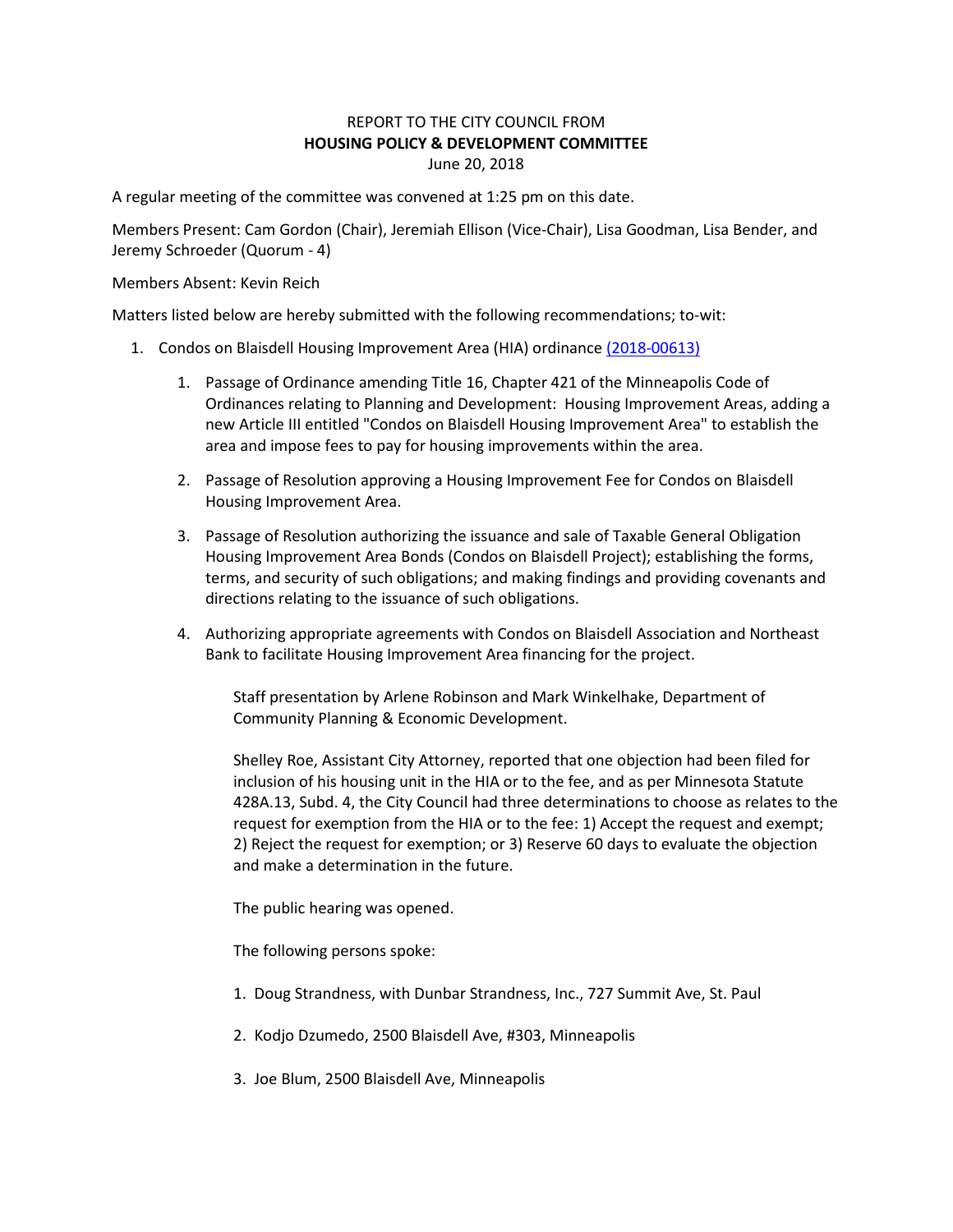REPORT TO THE CITY COUNCIL FROM

**HOUSING POLICY & DEVELOPMENT COMMITTEE**

June 20, 2018

A regular meeting of the committee was convened at 1:25 pm on this date.

Members Present: Cam Gordon (Chair), Jeremiah Ellison (Vice-Chair), Lisa Goodman, Lisa Bender, and Jeremy Schroeder (Quorum - 4)

Members Absent: Kevin Reich

Matters listed below are hereby submitted with the following recommendations; to-wit:

1. Condos on Blaisdell Housing Improvement Area (HIA) ordinance (2018-00613)

    1. Passage of Ordinance amending Title 16, Chapter 421 of the Minneapolis Code of Ordinances relating to Planning and Development: Housing Improvement Areas, adding a new Article III entitled "Condos on Blaisdell Housing Improvement Area" to establish the area and impose fees to pay for housing improvements within the area.

    2. Passage of Resolution approving a Housing Improvement Fee for Condos on Blaisdell Housing Improvement Area.

    3. Passage of Resolution authorizing the issuance and sale of Taxable General Obligation Housing Improvement Area Bonds (Condos on Blaisdell Project); establishing the forms, terms, and security of such obligations; and making findings and providing covenants and directions relating to the issuance of such obligations.

    4. Authorizing appropriate agreements with Condos on Blaisdell Association and Northeast Bank to facilitate Housing Improvement Area financing for the project.

        Staff presentation by Arlene Robinson and Mark Winkelhake, Department of Community Planning & Economic Development.

        Shelley Roe, Assistant City Attorney, reported that one objection had been filed for inclusion of his housing unit in the HIA or to the fee, and as per Minnesota Statute 428A.13, Subd. 4, the City Council had three determinations to choose as relates to the request for exemption from the HIA or to the fee: 1) Accept the request and exempt; 2) Reject the request for exemption; or 3) Reserve 60 days to evaluate the objection and make a determination in the future.

        The public hearing was opened.

        The following persons spoke:

        1. Doug Strandness, with Dunbar Strandness, Inc., 727 Summit Ave, St. Paul

        2. Kodjo Dzumedo, 2500 Blaisdell Ave, #303, Minneapolis

        3. Joe Blum, 2500 Blaisdell Ave, Minneapolis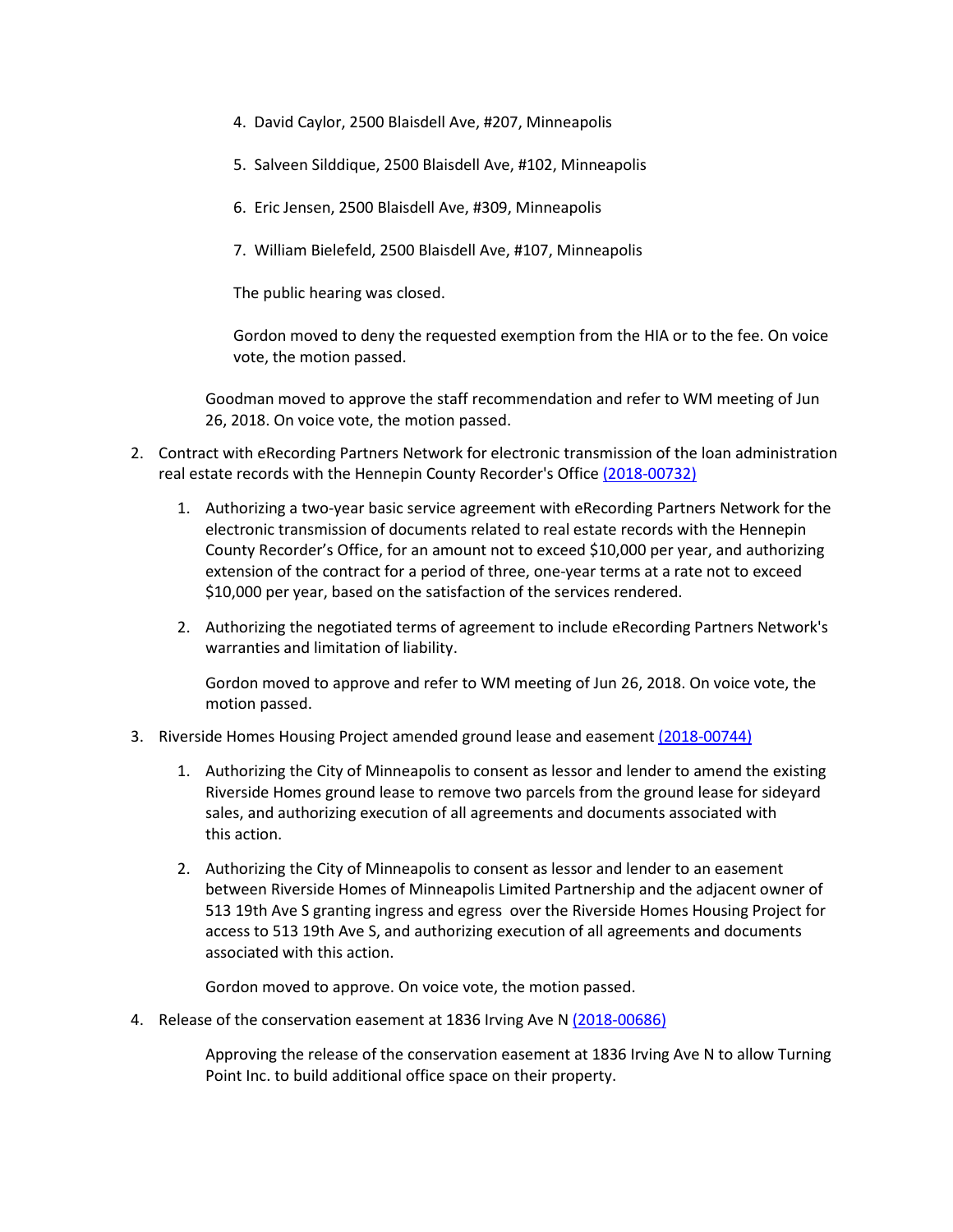4. David Caylor, 2500 Blaisdell Ave, #207, Minneapolis

5. Salveen Silddique, 2500 Blaisdell Ave, #102, Minneapolis

6. Eric Jensen, 2500 Blaisdell Ave, #309, Minneapolis

7. William Bielefeld, 2500 Blaisdell Ave, #107, Minneapolis

The public hearing was closed.

Gordon moved to deny the requested exemption from the HIA or to the fee. On voice vote, the motion passed.

Goodman moved to approve the staff recommendation and refer to WM meeting of Jun 26, 2018. On voice vote, the motion passed.

2. Contract with eRecording Partners Network for electronic transmission of the loan administration real estate records with the Hennepin County Recorder's Office (2018-00732)

   1. Authorizing a two-year basic service agreement with eRecording Partners Network for the electronic transmission of documents related to real estate records with the Hennepin County Recorder's Office, for an amount not to exceed $10,000 per year, and authorizing extension of the contract for a period of three, one-year terms at a rate not to exceed $10,000 per year, based on the satisfaction of the services rendered.

   2. Authorizing the negotiated terms of agreement to include eRecording Partners Network's warranties and limitation of liability.

   Gordon moved to approve and refer to WM meeting of Jun 26, 2018. On voice vote, the motion passed.

3. Riverside Homes Housing Project amended ground lease and easement (2018-00744)

   1. Authorizing the City of Minneapolis to consent as lessor and lender to amend the existing Riverside Homes ground lease to remove two parcels from the ground lease for sideyard sales, and authorizing execution of all agreements and documents associated with this action.

   2. Authorizing the City of Minneapolis to consent as lessor and lender to an easement between Riverside Homes of Minneapolis Limited Partnership and the adjacent owner of 513 19th Ave S granting ingress and egress over the Riverside Homes Housing Project for access to 513 19th Ave S, and authorizing execution of all agreements and documents associated with this action.

   Gordon moved to approve. On voice vote, the motion passed.

4. Release of the conservation easement at 1836 Irving Ave N (2018-00686)

   Approving the release of the conservation easement at 1836 Irving Ave N to allow Turning Point Inc. to build additional office space on their property.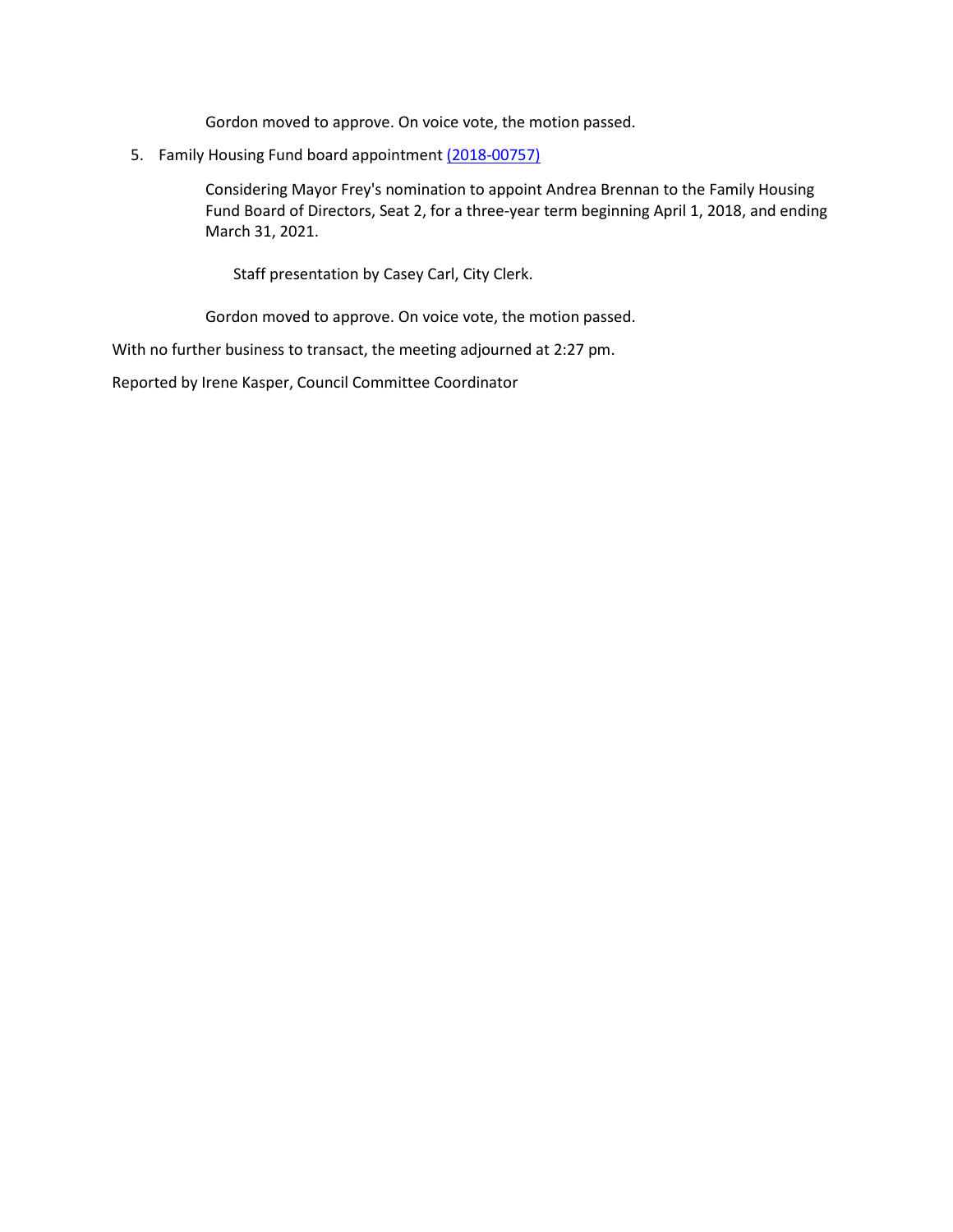Gordon moved to approve. On voice vote, the motion passed.

5. Family Housing Fund board appointment [(2018-00757)]

    Considering Mayor Frey's nomination to appoint Andrea Brennan to the Family Housing Fund Board of Directors, Seat 2, for a three-year term beginning April 1, 2018, and ending March 31, 2021.

    Staff presentation by Casey Carl, City Clerk.

    Gordon moved to approve. On voice vote, the motion passed.

With no further business to transact, the meeting adjourned at 2:27 pm.

Reported by Irene Kasper, Council Committee Coordinator